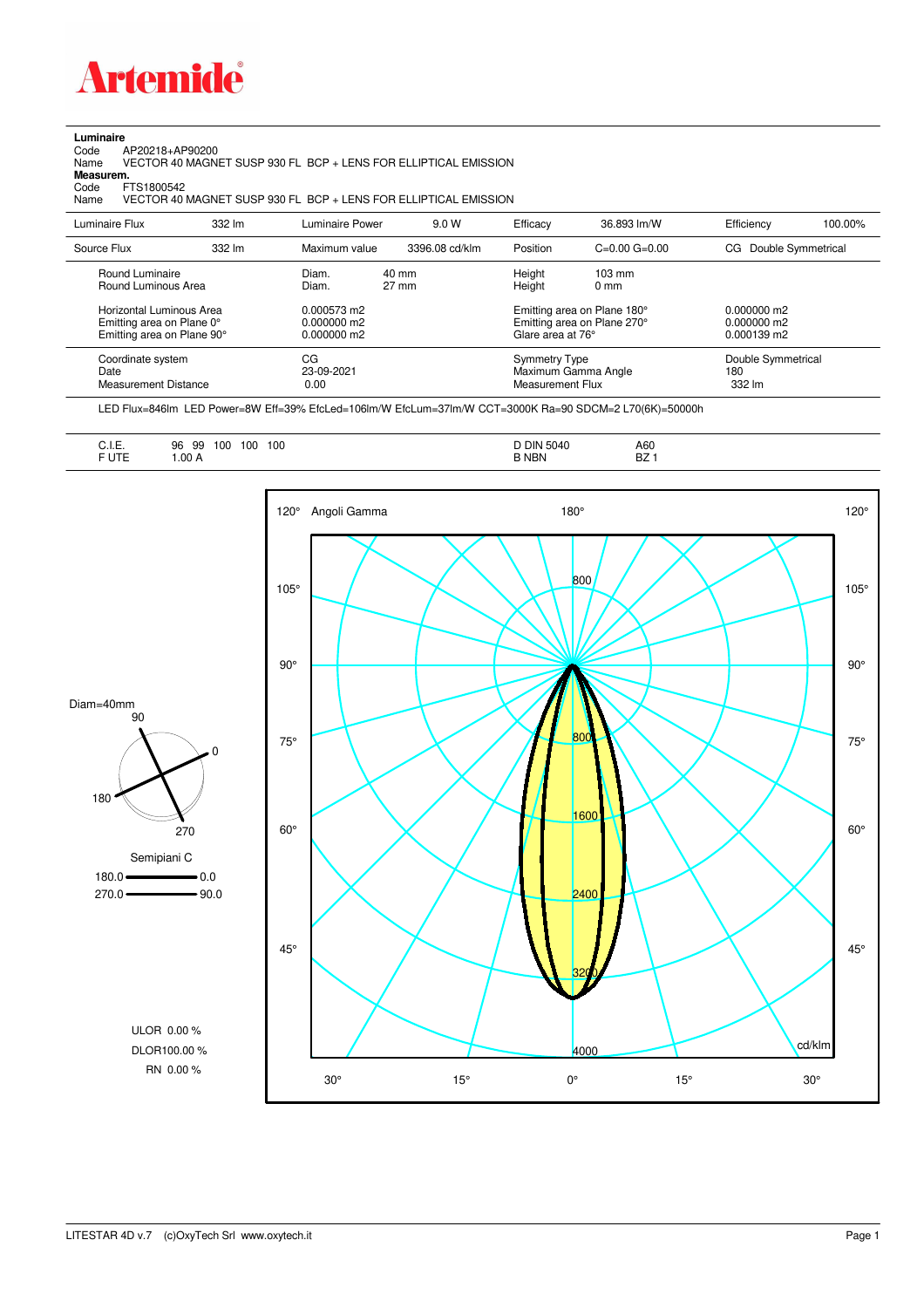**Artemide**

**Luminaire**

Code AP20218+AP90200
Name VECTOR 40 MAGNET SUSP 930 FL BCP + LENS FOR ELLIPTICAL EMISSION

**Measurem.**

Code FTS1800542
Name VECTOR 40 MAGNET SUSP 930 FL BCP + LENS FOR ELLIPTICAL EMISSION

| Luminaire Flux | 332 lm | Luminaire Power | 9.0 W | Efficacy | 36.893 lm/W | Efficiency | 100.00% |
|---|---|---|---|---|---|---|---|
| Source Flux | 332 lm | Maximum value | 3396.08 cd/klm | Position | C=0.00 G=0.00 | CG | Double Symmetrical |

| | | | | |
|---|---|---|---|---|
| Round Luminaire | Diam. 40 mm | Height 103 mm | | |
| Round Luminous Area | Diam. 27 mm | Height 0 mm | | |
| Horizontal Luminous Area | 0.000573 m2 | Emitting area on Plane 180° | 0.000000 m2 | |
| Emitting area on Plane 0° | 0.000000 m2 | Emitting area on Plane 270° | 0.000000 m2 | |
| Emitting area on Plane 90° | 0.000000 m2 | Glare area at 76° | 0.000139 m2 | |

| | | | |
|---|---|---|---|
| Coordinate system | CG | Symmetry Type | Double Symmetrical |
| Date | 23-09-2021 | Maximum Gamma Angle | 180 |
| Measurement Distance | 0.00 | Measurement Flux | 332 lm |

LED Flux=846lm LED Power=8W Eff=39% EfcLed=106lm/W EfcLum=37lm/W CCT=3000K Ra=90 SDCM=2 L70(6K)=50000h

| | | | |
|---|---|---|---|
| C.I.E. | 96 99 100 100 100 | D DIN 5040 | A60 |
| F UTE | 1.00 A | B NBN | BZ 1 |

Diam=40mm

Semipiani C
180.0 — 0.0
270.0 — 90.0

ULOR 0.00 %
DLOR 100.00 %
RN 0.00 %

Angoli Gamma — cd/klm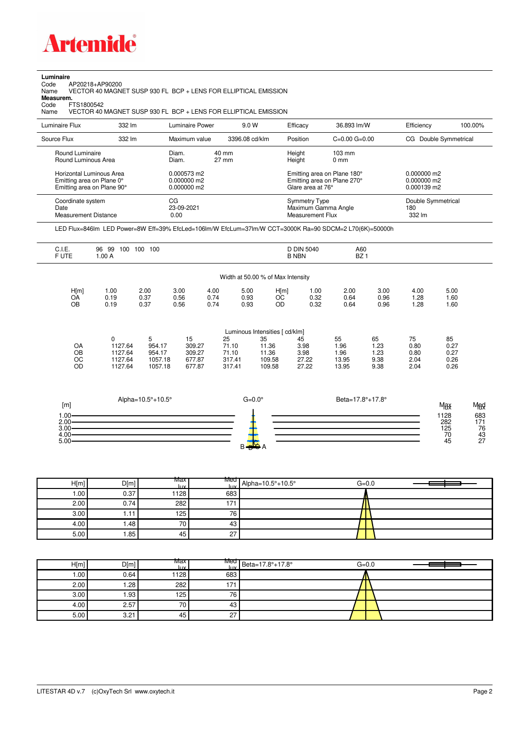**Luminaire**

Code AP20218+AP90200
Name VECTOR 40 MAGNET SUSP 930 FL BCP + LENS FOR ELLIPTICAL EMISSION

**Measurem.**

Code FTS1800542
Name VECTOR 40 MAGNET SUSP 930 FL BCP + LENS FOR ELLIPTICAL EMISSION

| | | | | | | | |
|---|---|---|---|---|---|---|---|
| Luminaire Flux | 332 lm | Luminaire Power | 9.0 W | Efficacy | 36.893 lm/W | Efficiency | 100.00% |
| Source Flux | 332 lm | Maximum value | 3396.08 cd/klm | Position | C=0.00 G=0.00 | CG | Double Symmetrical |

| | | | | | |
|---|---|---|---|---|---|
| Round Luminaire | Diam. | 40 mm | Height | 103 mm | |
| Round Luminous Area | Diam. | 27 mm | Height | 0 mm | |
| Horizontal Luminous Area | 0.000573 m2 | | Emitting area on Plane 180° | | 0.000000 m2 |
| Emitting area on Plane 0° | 0.000000 m2 | | Emitting area on Plane 270° | | 0.000000 m2 |
| Emitting area on Plane 90° | 0.000000 m2 | | Glare area at 76° | | 0.000139 m2 |

| | | | |
|---|---|---|---|
| Coordinate system | CG | Symmetry Type | Double Symmetrical |
| Date | 23-09-2021 | Maximum Gamma Angle | 180 |
| Measurement Distance | 0.00 | Measurement Flux | 332 lm |

LED Flux=846lm LED Power=8W Eff=39% EfcLed=106lm/W EfcLum=37lm/W CCT=3000K Ra=90 SDCM=2 L70(6K)=50000h

| | | | |
|---|---|---|---|
| C.I.E. | 96 99 100 100 100 | D DIN 5040 | A60 |
| F UTE | 1.00 A | B NBN | BZ 1 |

Width at 50.00 % of Max Intensity

| H[m] | 1.00 | 2.00 | 3.00 | 4.00 | 5.00 | H[m] | 1.00 | 2.00 | 3.00 | 4.00 | 5.00 |
|---|---|---|---|---|---|---|---|---|---|---|---|
| OA | 0.19 | 0.37 | 0.56 | 0.74 | 0.93 | OC | 0.32 | 0.64 | 0.96 | 1.28 | 1.60 |
| OB | 0.19 | 0.37 | 0.56 | 0.74 | 0.93 | OD | 0.32 | 0.64 | 0.96 | 1.28 | 1.60 |

Luminous Intensities [ cd/klm]

| | 0 | 5 | 15 | 25 | 35 | 45 | 55 | 65 | 75 | 85 |
|---|---|---|---|---|---|---|---|---|---|---|
| OA | 1127.64 | 954.17 | 309.27 | 71.10 | 11.36 | 3.98 | 1.96 | 1.23 | 0.80 | 0.27 |
| OB | 1127.64 | 954.17 | 309.27 | 71.10 | 11.36 | 3.98 | 1.96 | 1.23 | 0.80 | 0.27 |
| OC | 1127.64 | 1057.18 | 677.87 | 317.41 | 109.58 | 27.22 | 13.95 | 9.38 | 2.04 | 0.26 |
| OD | 1127.64 | 1057.18 | 677.87 | 317.41 | 109.58 | 27.22 | 13.95 | 9.38 | 2.04 | 0.26 |

Alpha=10.5°+10.5°
G=0.0°
Beta=17.8°+17.8°
[m]
1.00
2.00
3.00
4.00
5.00
B D C A
Max lux: 1128, 282, 125, 70, 45
Med lux: 683, 171, 76, 43, 27

| H[m] | D[m] | Max lux | Med lux | Alpha=10.5°+10.5° | G=0.0 |
|---|---|---|---|---|---|
| 1.00 | 0.37 | 1128 | 683 | | |
| 2.00 | 0.74 | 282 | 171 | | |
| 3.00 | 1.11 | 125 | 76 | | |
| 4.00 | 1.48 | 70 | 43 | | |
| 5.00 | 1.85 | 45 | 27 | | |

| H[m] | D[m] | Max lux | Med lux | Beta=17.8°+17.8° | G=0.0 |
|---|---|---|---|---|---|
| 1.00 | 0.64 | 1128 | 683 | | |
| 2.00 | 1.28 | 282 | 171 | | |
| 3.00 | 1.93 | 125 | 76 | | |
| 4.00 | 2.57 | 70 | 43 | | |
| 5.00 | 3.21 | 45 | 27 | | |

LITESTAR 4D v.7 (c)OxyTech Srl www.oxytech.it